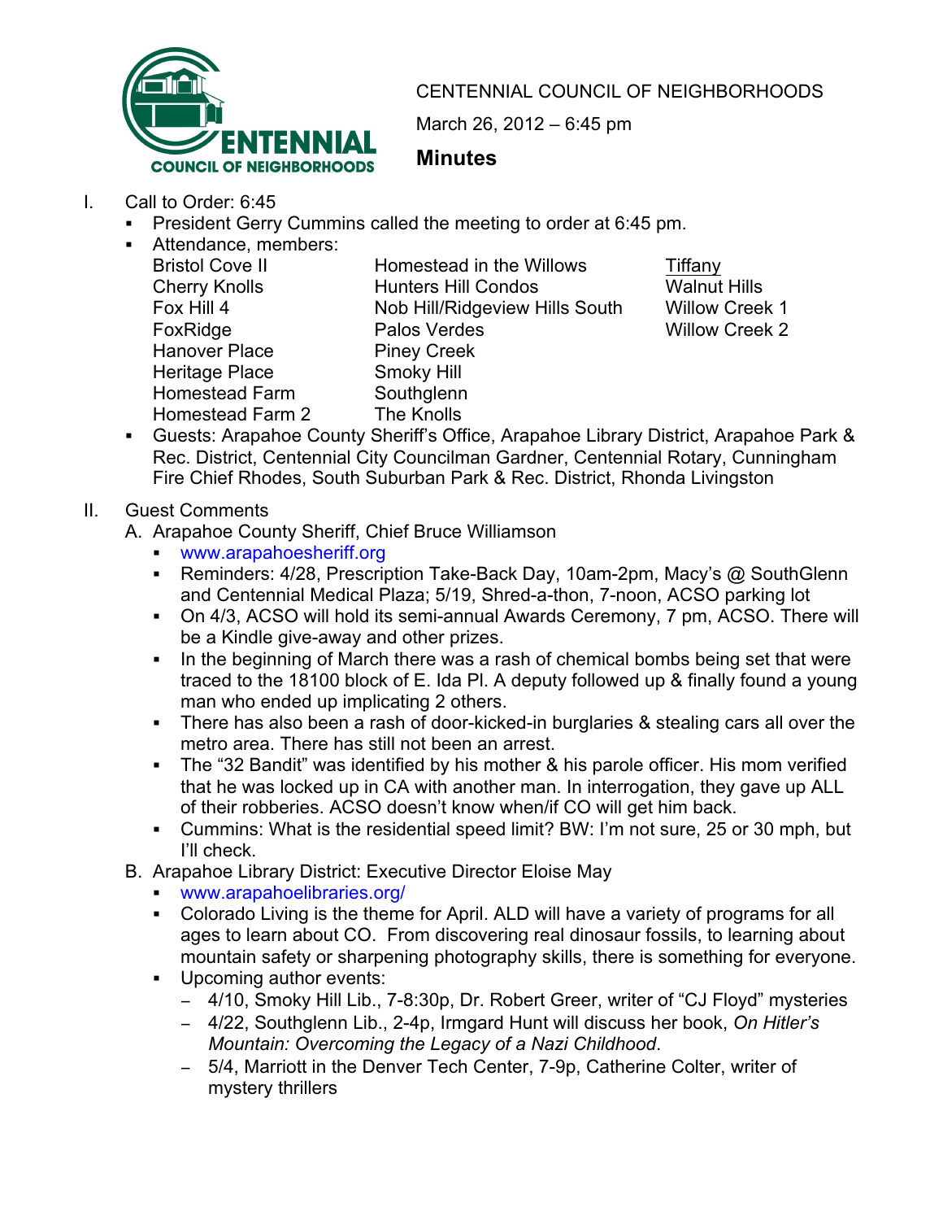CENTENNIAL COUNCIL OF NEIGHBORHOODS

March 26, 2012 – 6:45 pm

**Minutes**

I. Call to Order: 6:45
   - President Gerry Cummins called the meeting to order at 6:45 pm.
   - Attendance, members:

| | | |
|---|---|---|
| Bristol Cove II | Homestead in the Willows | Tiffany |
| Cherry Knolls | Hunters Hill Condos | Walnut Hills |
| Fox Hill 4 | Nob Hill/Ridgeview Hills South | Willow Creek 1 |
| FoxRidge | Palos Verdes | Willow Creek 2 |
| Hanover Place | Piney Creek | |
| Heritage Place | Smoky Hill | |
| Homestead Farm | Southglenn | |
| Homestead Farm 2 | The Knolls | |

   - Guests: Arapahoe County Sheriff's Office, Arapahoe Library District, Arapahoe Park & Rec. District, Centennial City Councilman Gardner, Centennial Rotary, Cunningham Fire Chief Rhodes, South Suburban Park & Rec. District, Rhonda Livingston

II. Guest Comments

   A. Arapahoe County Sheriff, Chief Bruce Williamson
      - www.arapahoesheriff.org
      - Reminders: 4/28, Prescription Take-Back Day, 10am-2pm, Macy's @ SouthGlenn and Centennial Medical Plaza; 5/19, Shred-a-thon, 7-noon, ACSO parking lot
      - On 4/3, ACSO will hold its semi-annual Awards Ceremony, 7 pm, ACSO. There will be a Kindle give-away and other prizes.
      - In the beginning of March there was a rash of chemical bombs being set that were traced to the 18100 block of E. Ida Pl. A deputy followed up & finally found a young man who ended up implicating 2 others.
      - There has also been a rash of door-kicked-in burglaries & stealing cars all over the metro area. There has still not been an arrest.
      - The "32 Bandit" was identified by his mother & his parole officer. His mom verified that he was locked up in CA with another man. In interrogation, they gave up ALL of their robberies. ACSO doesn't know when/if CO will get him back.
      - Cummins: What is the residential speed limit? BW: I'm not sure, 25 or 30 mph, but I'll check.

   B. Arapahoe Library District: Executive Director Eloise May
      - www.arapahoelibraries.org/
      - Colorado Living is the theme for April. ALD will have a variety of programs for all ages to learn about CO. From discovering real dinosaur fossils, to learning about mountain safety or sharpening photography skills, there is something for everyone.
      - Upcoming author events:
        - 4/10, Smoky Hill Lib., 7-8:30p, Dr. Robert Greer, writer of "CJ Floyd" mysteries
        - 4/22, Southglenn Lib., 2-4p, Irmgard Hunt will discuss her book, *On Hitler's Mountain: Overcoming the Legacy of a Nazi Childhood*.
        - 5/4, Marriott in the Denver Tech Center, 7-9p, Catherine Colter, writer of mystery thrillers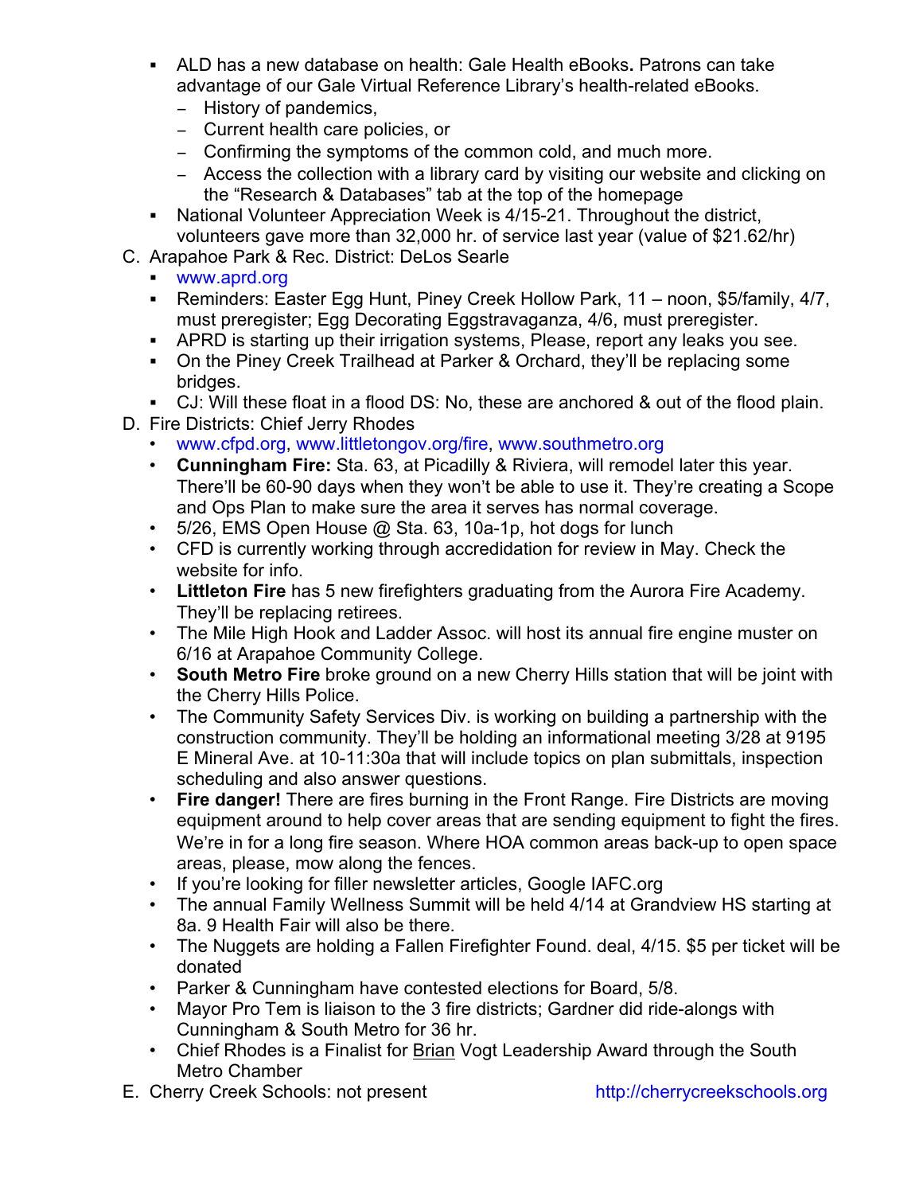- ALD has a new database on health: Gale Health eBooks**.** Patrons can take advantage of our Gale Virtual Reference Library's health-related eBooks.
  - History of pandemics,
  - Current health care policies, or
  - Confirming the symptoms of the common cold, and much more.
  - Access the collection with a library card by visiting our website and clicking on the "Research & Databases" tab at the top of the homepage
- National Volunteer Appreciation Week is 4/15-21. Throughout the district, volunteers gave more than 32,000 hr. of service last year (value of $21.62/hr)

C. Arapahoe Park & Rec. District: DeLos Searle

- www.aprd.org
- Reminders: Easter Egg Hunt, Piney Creek Hollow Park, 11 – noon, $5/family, 4/7, must preregister; Egg Decorating Eggstravaganza, 4/6, must preregister.
- APRD is starting up their irrigation systems, Please, report any leaks you see.
- On the Piney Creek Trailhead at Parker & Orchard, they'll be replacing some bridges.
- CJ: Will these float in a flood DS: No, these are anchored & out of the flood plain.

D. Fire Districts: Chief Jerry Rhodes

- www.cfpd.org, www.littletongov.org/fire, www.southmetro.org
- **Cunningham Fire:** Sta. 63, at Picadilly & Riviera, will remodel later this year. There'll be 60-90 days when they won't be able to use it. They're creating a Scope and Ops Plan to make sure the area it serves has normal coverage.
- 5/26, EMS Open House @ Sta. 63, 10a-1p, hot dogs for lunch
- CFD is currently working through accredidation for review in May. Check the website for info.
- **Littleton Fire** has 5 new firefighters graduating from the Aurora Fire Academy. They'll be replacing retirees.
- The Mile High Hook and Ladder Assoc. will host its annual fire engine muster on 6/16 at Arapahoe Community College.
- **South Metro Fire** broke ground on a new Cherry Hills station that will be joint with the Cherry Hills Police.
- The Community Safety Services Div. is working on building a partnership with the construction community. They'll be holding an informational meeting 3/28 at 9195 E Mineral Ave. at 10-11:30a that will include topics on plan submittals, inspection scheduling and also answer questions.
- **Fire danger!** There are fires burning in the Front Range. Fire Districts are moving equipment around to help cover areas that are sending equipment to fight the fires. We're in for a long fire season. Where HOA common areas back-up to open space areas, please, mow along the fences.
- If you're looking for filler newsletter articles, Google IAFC.org
- The annual Family Wellness Summit will be held 4/14 at Grandview HS starting at 8a. 9 Health Fair will also be there.
- The Nuggets are holding a Fallen Firefighter Found. deal, 4/15. $5 per ticket will be donated
- Parker & Cunningham have contested elections for Board, 5/8.
- Mayor Pro Tem is liaison to the 3 fire districts; Gardner did ride-alongs with Cunningham & South Metro for 36 hr.
- Chief Rhodes is a Finalist for Brian Vogt Leadership Award through the South Metro Chamber

E. Cherry Creek Schools: not present http://cherrycreekschools.org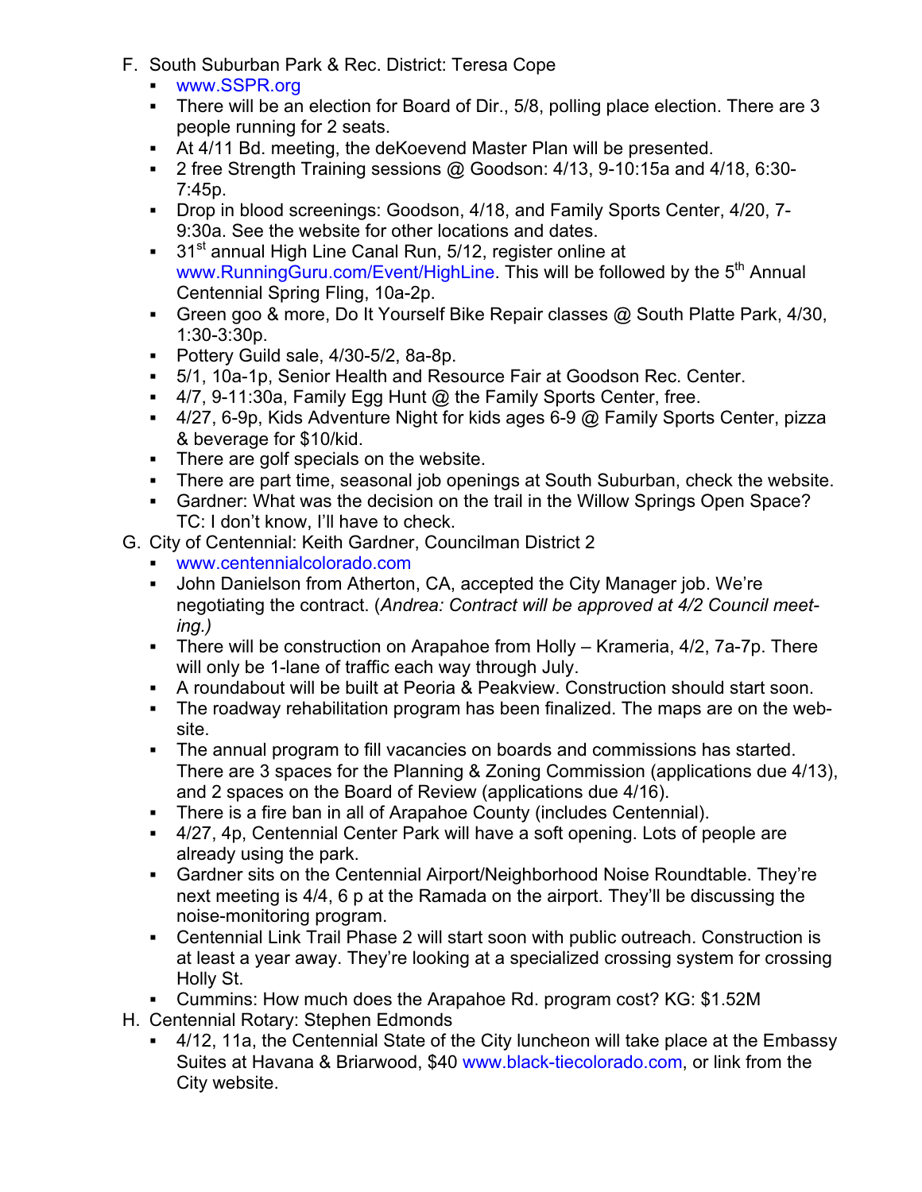F. South Suburban Park & Rec. District: Teresa Cope
   - www.SSPR.org
   - There will be an election for Board of Dir., 5/8, polling place election. There are 3 people running for 2 seats.
   - At 4/11 Bd. meeting, the deKoevend Master Plan will be presented.
   - 2 free Strength Training sessions @ Goodson: 4/13, 9-10:15a and 4/18, 6:30-7:45p.
   - Drop in blood screenings: Goodson, 4/18, and Family Sports Center, 4/20, 7-9:30a. See the website for other locations and dates.
   - 31st annual High Line Canal Run, 5/12, register online at www.RunningGuru.com/Event/HighLine. This will be followed by the 5th Annual Centennial Spring Fling, 10a-2p.
   - Green goo & more, Do It Yourself Bike Repair classes @ South Platte Park, 4/30, 1:30-3:30p.
   - Pottery Guild sale, 4/30-5/2, 8a-8p.
   - 5/1, 10a-1p, Senior Health and Resource Fair at Goodson Rec. Center.
   - 4/7, 9-11:30a, Family Egg Hunt @ the Family Sports Center, free.
   - 4/27, 6-9p, Kids Adventure Night for kids ages 6-9 @ Family Sports Center, pizza & beverage for $10/kid.
   - There are golf specials on the website.
   - There are part time, seasonal job openings at South Suburban, check the website.
   - Gardner: What was the decision on the trail in the Willow Springs Open Space? TC: I don't know, I'll have to check.

G. City of Centennial: Keith Gardner, Councilman District 2
   - www.centennialcolorado.com
   - John Danielson from Atherton, CA, accepted the City Manager job. We're negotiating the contract. (*Andrea: Contract will be approved at 4/2 Council meeting.)*
   - There will be construction on Arapahoe from Holly – Krameria, 4/2, 7a-7p. There will only be 1-lane of traffic each way through July.
   - A roundabout will be built at Peoria & Peakview. Construction should start soon.
   - The roadway rehabilitation program has been finalized. The maps are on the website.
   - The annual program to fill vacancies on boards and commissions has started. There are 3 spaces for the Planning & Zoning Commission (applications due 4/13), and 2 spaces on the Board of Review (applications due 4/16).
   - There is a fire ban in all of Arapahoe County (includes Centennial).
   - 4/27, 4p, Centennial Center Park will have a soft opening. Lots of people are already using the park.
   - Gardner sits on the Centennial Airport/Neighborhood Noise Roundtable. They're next meeting is 4/4, 6 p at the Ramada on the airport. They'll be discussing the noise-monitoring program.
   - Centennial Link Trail Phase 2 will start soon with public outreach. Construction is at least a year away. They're looking at a specialized crossing system for crossing Holly St.
   - Cummins: How much does the Arapahoe Rd. program cost? KG: $1.52M

H. Centennial Rotary: Stephen Edmonds
   - 4/12, 11a, the Centennial State of the City luncheon will take place at the Embassy Suites at Havana & Briarwood, $40 www.black-tiecolorado.com, or link from the City website.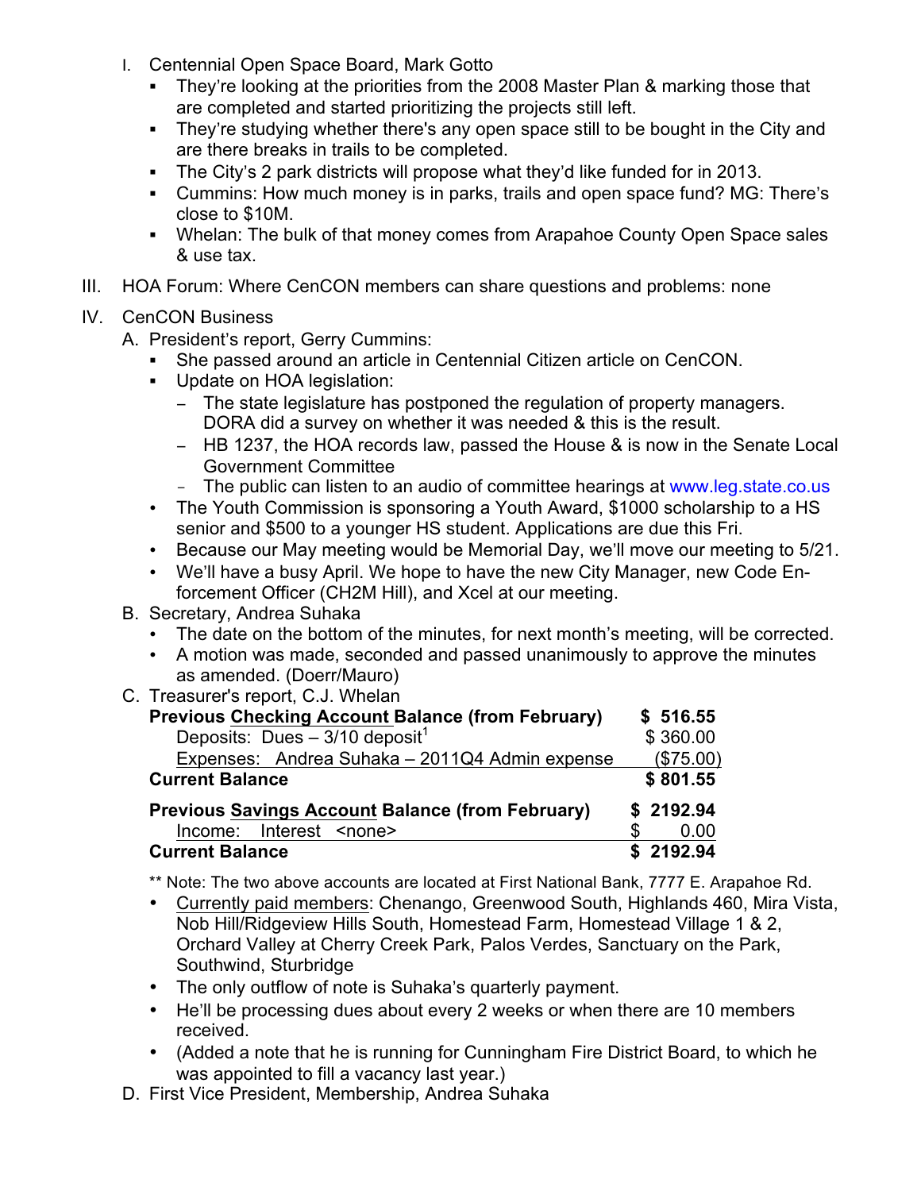I. Centennial Open Space Board, Mark Gotto
   - They're looking at the priorities from the 2008 Master Plan & marking those that are completed and started prioritizing the projects still left.
   - They're studying whether there's any open space still to be bought in the City and are there breaks in trails to be completed.
   - The City's 2 park districts will propose what they'd like funded for in 2013.
   - Cummins: How much money is in parks, trails and open space fund? MG: There's close to $10M.
   - Whelan: The bulk of that money comes from Arapahoe County Open Space sales & use tax.

III. HOA Forum: Where CenCON members can share questions and problems: none

IV. CenCON Business

A. President's report, Gerry Cummins:
   - She passed around an article in Centennial Citizen article on CenCON.
   - Update on HOA legislation:
     - The state legislature has postponed the regulation of property managers. DORA did a survey on whether it was needed & this is the result.
     - HB 1237, the HOA records law, passed the House & is now in the Senate Local Government Committee
     - The public can listen to an audio of committee hearings at www.leg.state.co.us
   - The Youth Commission is sponsoring a Youth Award, $1000 scholarship to a HS senior and $500 to a younger HS student. Applications are due this Fri.
   - Because our May meeting would be Memorial Day, we'll move our meeting to 5/21.
   - We'll have a busy April. We hope to have the new City Manager, new Code Enforcement Officer (CH2M Hill), and Xcel at our meeting.

B. Secretary, Andrea Suhaka
   - The date on the bottom of the minutes, for next month's meeting, will be corrected.
   - A motion was made, seconded and passed unanimously to approve the minutes as amended. (Doerr/Mauro)

C. Treasurer's report, C.J. Whelan

| | |
|---|---|
| **Previous Checking Account Balance (from February)** | **$ 516.55** |
| Deposits: Dues – 3/10 deposit[1] | $ 360.00 |
| Expenses: Andrea Suhaka – 2011Q4 Admin expense | ($75.00) |
| **Current Balance** | **$ 801.55** |
| **Previous Savings Account Balance (from February)** | **$ 2192.94** |
| Income: Interest <none> | $ 0.00 |
| **Current Balance** | **$ 2192.94** |

** Note: The two above accounts are located at First National Bank, 7777 E. Arapahoe Rd.

   - Currently paid members: Chenango, Greenwood South, Highlands 460, Mira Vista, Nob Hill/Ridgeview Hills South, Homestead Farm, Homestead Village 1 & 2, Orchard Valley at Cherry Creek Park, Palos Verdes, Sanctuary on the Park, Southwind, Sturbridge
   - The only outflow of note is Suhaka's quarterly payment.
   - He'll be processing dues about every 2 weeks or when there are 10 members received.
   - (Added a note that he is running for Cunningham Fire District Board, to which he was appointed to fill a vacancy last year.)

D. First Vice President, Membership, Andrea Suhaka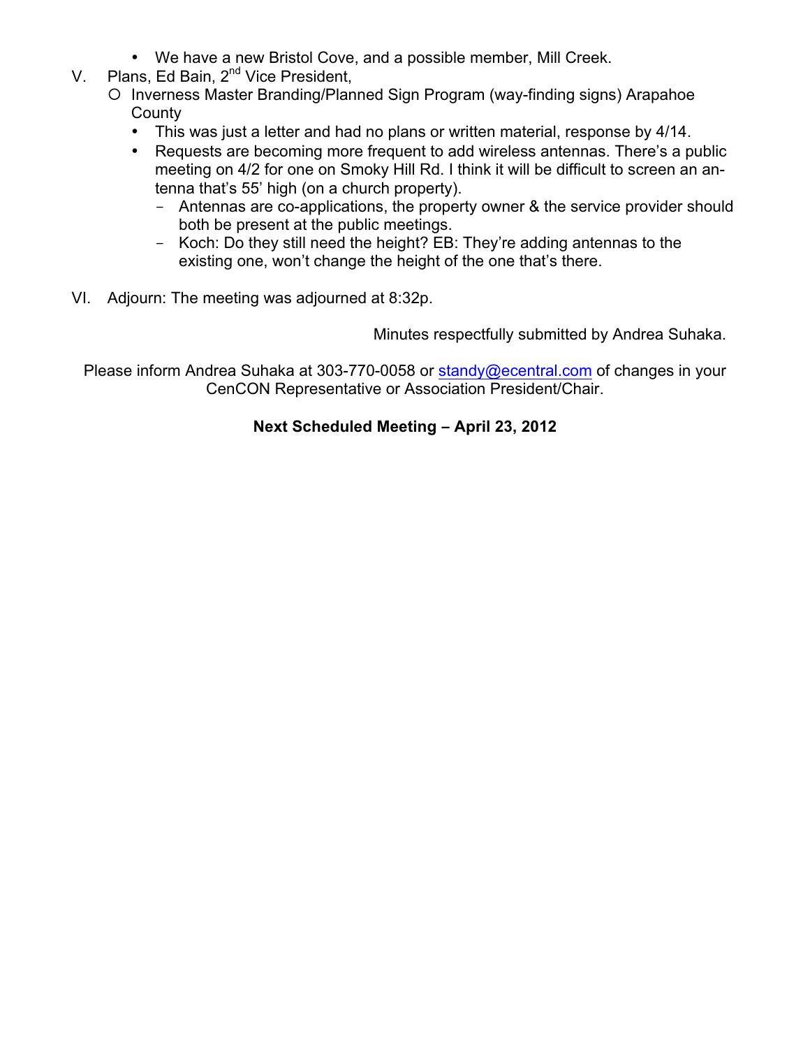- We have a new Bristol Cove, and a possible member, Mill Creek.

V. Plans, Ed Bain, 2nd Vice President,

  - Inverness Master Branding/Planned Sign Program (way-finding signs) Arapahoe County
    - This was just a letter and had no plans or written material, response by 4/14.
    - Requests are becoming more frequent to add wireless antennas. There's a public meeting on 4/2 for one on Smoky Hill Rd. I think it will be difficult to screen an antenna that's 55' high (on a church property).
      - Antennas are co-applications, the property owner & the service provider should both be present at the public meetings.
      - Koch: Do they still need the height? EB: They're adding antennas to the existing one, won't change the height of the one that's there.

VI. Adjourn: The meeting was adjourned at 8:32p.

Minutes respectfully submitted by Andrea Suhaka.

Please inform Andrea Suhaka at 303-770-0058 or standy@ecentral.com of changes in your CenCON Representative or Association President/Chair.

**Next Scheduled Meeting – April 23, 2012**